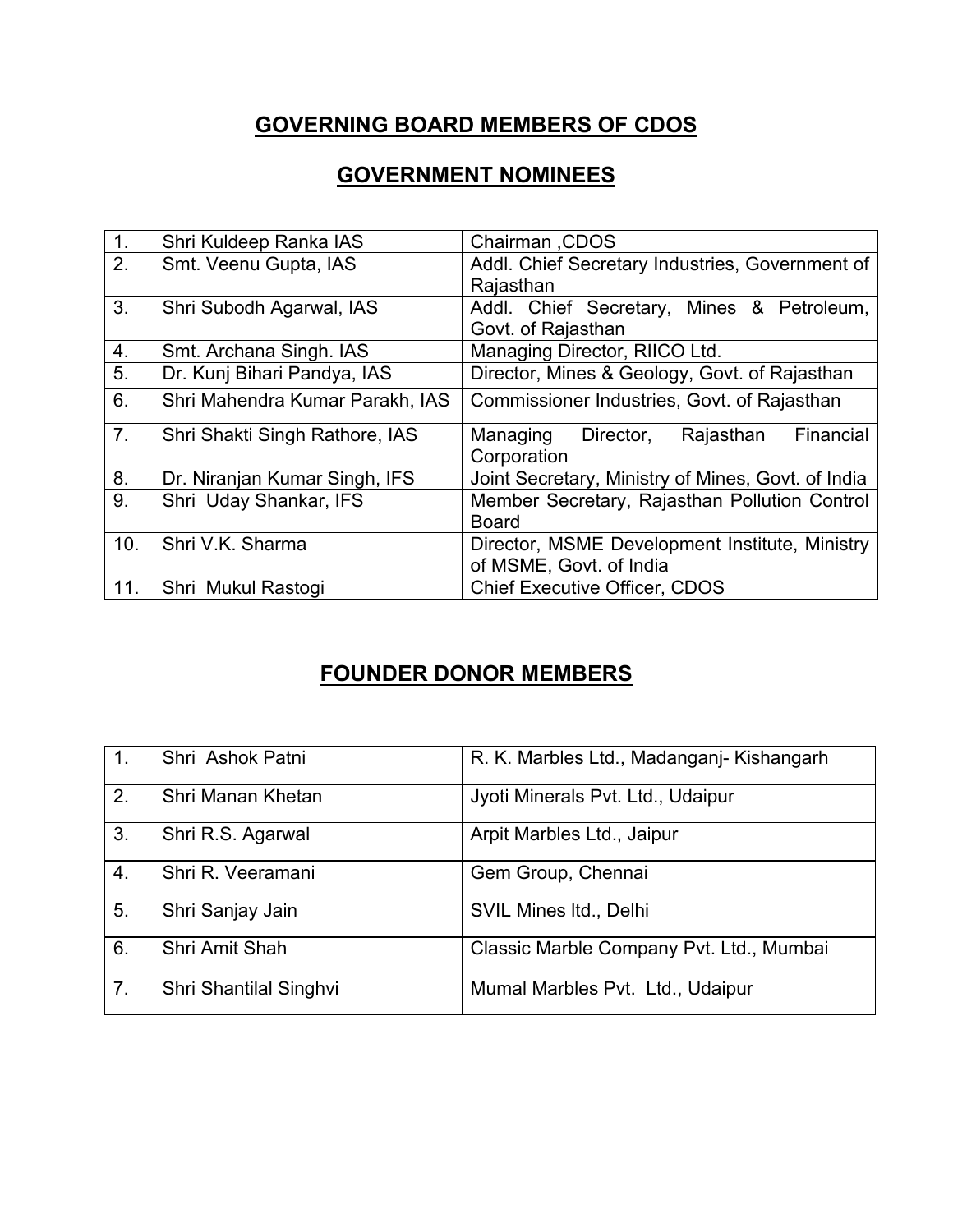# GOVERNING BOARD MEMBERS OF CDOS

## GOVERNMENT NOMINEES

| | | |
|---|---|---|
| 1. | Shri Kuldeep Ranka IAS | Chairman ,CDOS |
| 2. | Smt. Veenu Gupta, IAS | Addl. Chief Secretary Industries, Government of Rajasthan |
| 3. | Shri Subodh Agarwal, IAS | Addl. Chief Secretary, Mines & Petroleum, Govt. of Rajasthan |
| 4. | Smt. Archana Singh. IAS | Managing Director, RIICO Ltd. |
| 5. | Dr. Kunj Bihari Pandya, IAS | Director, Mines & Geology, Govt. of Rajasthan |
| 6. | Shri Mahendra Kumar Parakh, IAS | Commissioner Industries, Govt. of Rajasthan |
| 7. | Shri Shakti Singh Rathore, IAS | Managing Director, Rajasthan Financial Corporation |
| 8. | Dr. Niranjan Kumar Singh, IFS | Joint Secretary, Ministry of Mines, Govt. of India |
| 9. | Shri Uday Shankar, IFS | Member Secretary, Rajasthan Pollution Control Board |
| 10. | Shri V.K. Sharma | Director, MSME Development Institute, Ministry of MSME, Govt. of India |
| 11. | Shri Mukul Rastogi | Chief Executive Officer, CDOS |

## FOUNDER DONOR MEMBERS

| | | |
|---|---|---|
| 1. | Shri Ashok Patni | R. K. Marbles Ltd., Madanganj- Kishangarh |
| 2. | Shri Manan Khetan | Jyoti Minerals Pvt. Ltd., Udaipur |
| 3. | Shri R.S. Agarwal | Arpit Marbles Ltd., Jaipur |
| 4. | Shri R. Veeramani | Gem Group, Chennai |
| 5. | Shri Sanjay Jain | SVIL Mines ltd., Delhi |
| 6. | Shri Amit Shah | Classic Marble Company Pvt. Ltd., Mumbai |
| 7. | Shri Shantilal Singhvi | Mumal Marbles Pvt. Ltd., Udaipur |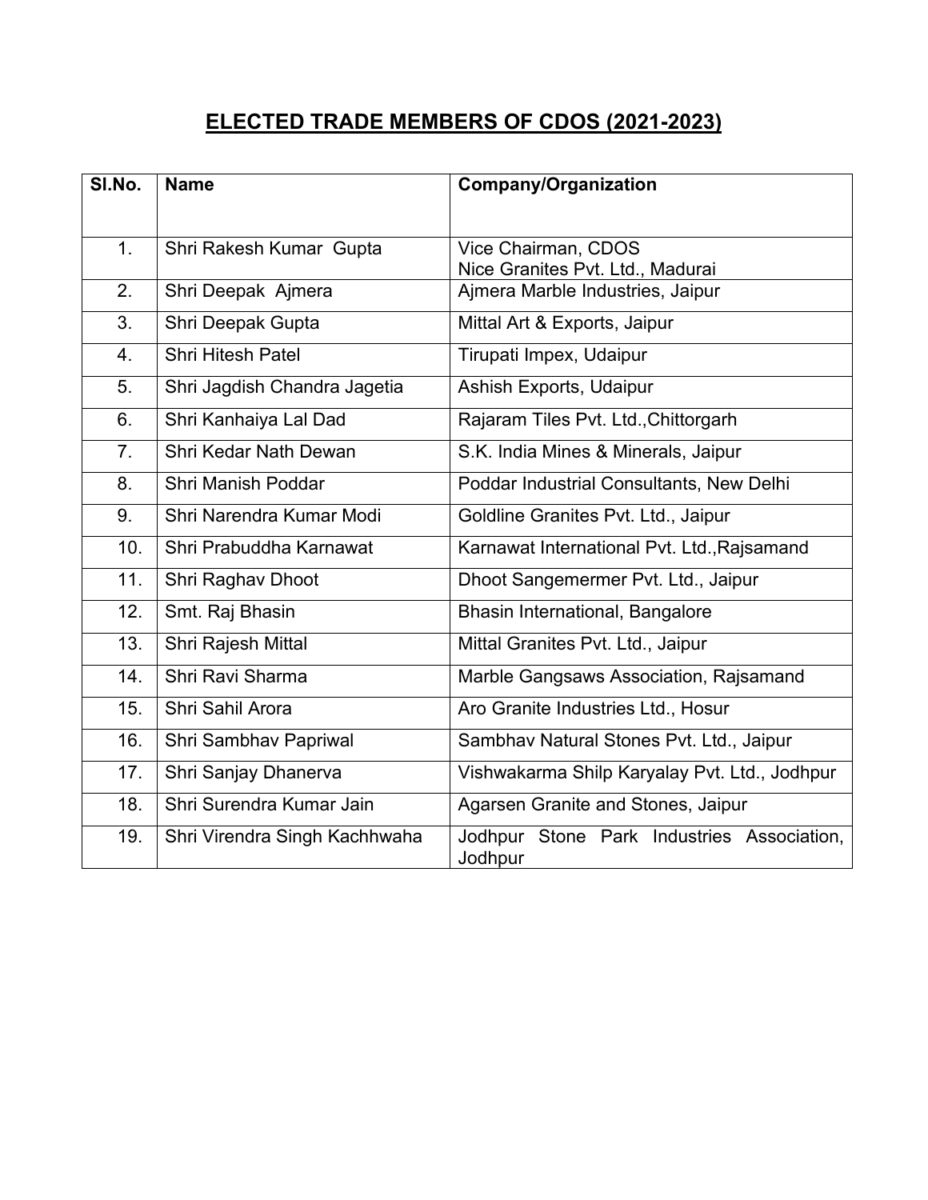# ELECTED TRADE MEMBERS OF CDOS (2021-2023)

| Sl.No. | Name | Company/Organization |
| --- | --- | --- |
| 1. | Shri Rakesh Kumar Gupta | Vice Chairman, CDOS<br>Nice Granites Pvt. Ltd., Madurai |
| 2. | Shri Deepak Ajmera | Ajmera Marble Industries, Jaipur |
| 3. | Shri Deepak Gupta | Mittal Art & Exports, Jaipur |
| 4. | Shri Hitesh Patel | Tirupati Impex, Udaipur |
| 5. | Shri Jagdish Chandra Jagetia | Ashish Exports, Udaipur |
| 6. | Shri Kanhaiya Lal Dad | Rajaram Tiles Pvt. Ltd.,Chittorgarh |
| 7. | Shri Kedar Nath Dewan | S.K. India Mines & Minerals, Jaipur |
| 8. | Shri Manish Poddar | Poddar Industrial Consultants, New Delhi |
| 9. | Shri Narendra Kumar Modi | Goldline Granites Pvt. Ltd., Jaipur |
| 10. | Shri Prabuddha Karnawat | Karnawat International Pvt. Ltd.,Rajsamand |
| 11. | Shri Raghav Dhoot | Dhoot Sangemermer Pvt. Ltd., Jaipur |
| 12. | Smt. Raj Bhasin | Bhasin International, Bangalore |
| 13. | Shri Rajesh Mittal | Mittal Granites Pvt. Ltd., Jaipur |
| 14. | Shri Ravi Sharma | Marble Gangsaws Association, Rajsamand |
| 15. | Shri Sahil Arora | Aro Granite Industries Ltd., Hosur |
| 16. | Shri Sambhav Papriwal | Sambhav Natural Stones Pvt. Ltd., Jaipur |
| 17. | Shri Sanjay Dhanerva | Vishwakarma Shilp Karyalay Pvt. Ltd., Jodhpur |
| 18. | Shri Surendra Kumar Jain | Agarsen Granite and Stones, Jaipur |
| 19. | Shri Virendra Singh Kachhwaha | Jodhpur Stone Park Industries Association, Jodhpur |